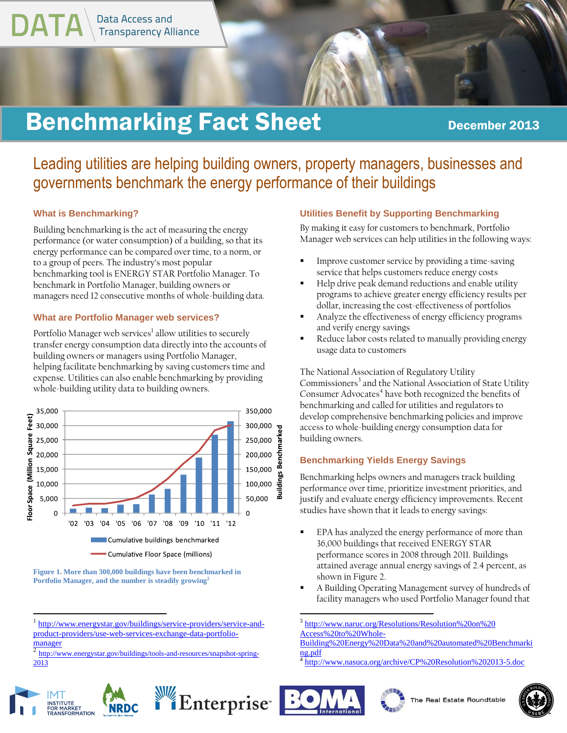DATA Data Access and Transparency Alliance

# Benchmarking Fact Sheet

December 2013

## Leading utilities are helping building owners, property managers, businesses and governments benchmark the energy performance of their buildings

### What is Benchmarking?

Building benchmarking is the act of measuring the energy performance (or water consumption) of a building, so that its energy performance can be compared over time, to a norm, or to a group of peers. The industry's most popular benchmarking tool is ENERGY STAR Portfolio Manager. To benchmark in Portfolio Manager, building owners or managers need 12 consecutive months of whole-building data.

### What are Portfolio Manager web services?

Portfolio Manager web services[1] allow utilities to securely transfer energy consumption data directly into the accounts of building owners or managers using Portfolio Manager, helping facilitate benchmarking by saving customers time and expense. Utilities can also enable benchmarking by providing whole-building utility data to building owners.

**Figure 1. More than 300,000 buildings have been benchmarked in Portfolio Manager, and the number is steadily growing[2]**

### Utilities Benefit by Supporting Benchmarking

By making it easy for customers to benchmark, Portfolio Manager web services can help utilities in the following ways:

- Improve customer service by providing a time-saving service that helps customers reduce energy costs
- Help drive peak demand reductions and enable utility programs to achieve greater energy efficiency results per dollar, increasing the cost-effectiveness of portfolios
- Analyze the effectiveness of energy efficiency programs and verify energy savings
- Reduce labor costs related to manually providing energy usage data to customers

The National Association of Regulatory Utility Commissioners[3] and the National Association of State Utility Consumer Advocates[4] have both recognized the benefits of benchmarking and called for utilities and regulators to develop comprehensive benchmarking policies and improve access to whole-building energy consumption data for building owners.

### Benchmarking Yields Energy Savings

Benchmarking helps owners and managers track building performance over time, prioritize investment priorities, and justify and evaluate energy efficiency improvements. Recent studies have shown that it leads to energy savings:

- EPA has analyzed the energy performance of more than 36,000 buildings that received ENERGY STAR performance scores in 2008 through 2011. Buildings attained average annual energy savings of 2.4 percent, as shown in Figure 2.
- A Building Operating Management survey of hundreds of facility managers who used Portfolio Manager found that

---

[1] http://www.energystar.gov/buildings/service-providers/service-and-product-providers/use-web-services-exchange-data-portfolio-manager

[2] http://www.energystar.gov/buildings/tools-and-resources/snapshot-spring-2013

[3] http://www.naruc.org/Resolutions/Resolution%20on%20Access%20to%20Whole-Building%20Energy%20Data%20and%20automated%20Benchmarking.pdf

[4] http://www.nasuca.org/archive/CP%20Resolution%202013-5.doc

IMT Institute for Market Transformation | NRDC | Enterprise | BOMA International | The Real Estate Roundtable | USGBC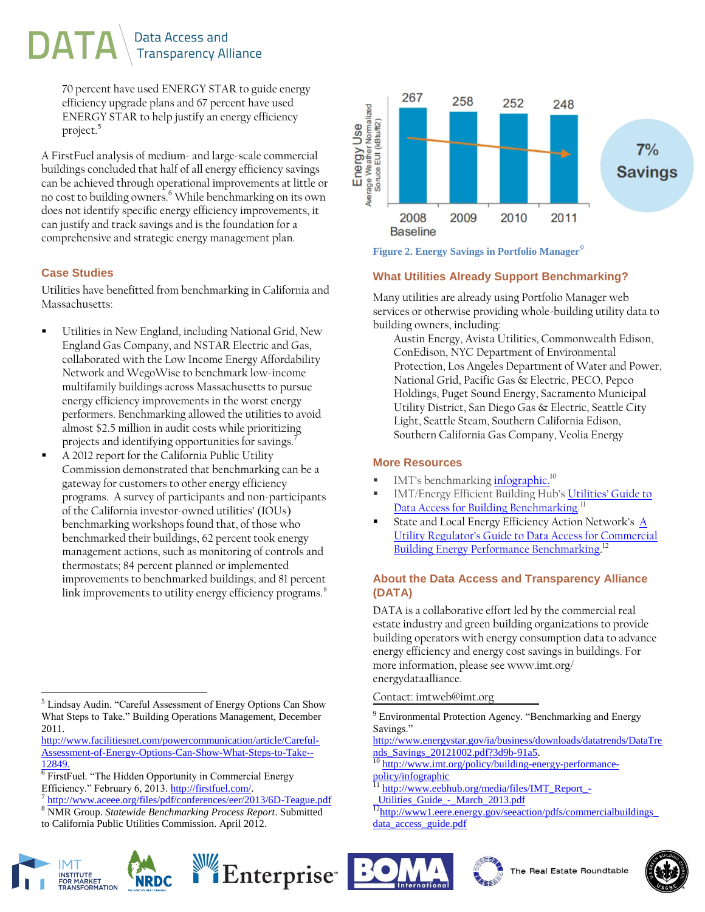70 percent have used ENERGY STAR to guide energy efficiency upgrade plans and 67 percent have used ENERGY STAR to help justify an energy efficiency project.[5]

A FirstFuel analysis of medium- and large-scale commercial buildings concluded that half of all energy efficiency savings can be achieved through operational improvements at little or no cost to building owners.[6] While benchmarking on its own does not identify specific energy efficiency improvements, it can justify and track savings and is the foundation for a comprehensive and strategic energy management plan.

## Case Studies

Utilities have benefitted from benchmarking in California and Massachusetts:

- Utilities in New England, including National Grid, New England Gas Company, and NSTAR Electric and Gas, collaborated with the Low Income Energy Affordability Network and WegoWise to benchmark low-income multifamily buildings across Massachusetts to pursue energy efficiency improvements in the worst energy performers. Benchmarking allowed the utilities to avoid almost $2.5 million in audit costs while prioritizing projects and identifying opportunities for savings.[7]
- A 2012 report for the California Public Utility Commission demonstrated that benchmarking can be a gateway for customers to other energy efficiency programs. A survey of participants and non-participants of the California investor-owned utilities' (IOUs) benchmarking workshops found that, of those who benchmarked their buildings, 62 percent took energy management actions, such as monitoring of controls and thermostats; 84 percent planned or implemented improvements to benchmarked buildings; and 81 percent link improvements to utility energy efficiency programs.[8]

Energy Use
Average Weather Normalized Soruce EUI (kBtu/ft2)
267
258
252
248
2008 Baseline
2009
2010
2011
7% Savings

**Figure 2. Energy Savings in Portfolio Manager**[9]

## What Utilities Already Support Benchmarking?

Many utilities are already using Portfolio Manager web services or otherwise providing whole-building utility data to building owners, including:

Austin Energy, Avista Utilities, Commonwealth Edison, ConEdison, NYC Department of Environmental Protection, Los Angeles Department of Water and Power, National Grid, Pacific Gas & Electric, PECO, Pepco Holdings, Puget Sound Energy, Sacramento Municipal Utility District, San Diego Gas & Electric, Seattle City Light, Seattle Steam, Southern California Edison, Southern California Gas Company, Veolia Energy

## More Resources

- IMT's benchmarking infographic.[10]
- IMT/Energy Efficient Building Hub's Utilities' Guide to Data Access for Building Benchmarking.[11]
- State and Local Energy Efficiency Action Network's A Utility Regulator's Guide to Data Access for Commercial Building Energy Performance Benchmarking.[12]

## About the Data Access and Transparency Alliance (DATA)

DATA is a collaborative effort led by the commercial real estate industry and green building organizations to provide building operators with energy consumption data to advance energy efficiency and energy cost savings in buildings. For more information, please see www.imt.org/energydataalliance.

Contact: imtweb@imt.org

---

[5] Lindsay Audin. "Careful Assessment of Energy Options Can Show What Steps to Take." Building Operations Management, December 2011. http://www.facilitiesnet.com/powercommunication/article/Careful-Assessment-of-Energy-Options-Can-Show-What-Steps-to-Take--12849.

[6] FirstFuel. "The Hidden Opportunity in Commercial Energy Efficiency." February 6, 2013. http://firstfuel.com/.

[7] http://www.aceee.org/files/pdf/conferences/eer/2013/6D-Teague.pdf

[8] NMR Group. *Statewide Benchmarking Process Report*. Submitted to California Public Utilities Commission. April 2012.

[9] Environmental Protection Agency. "Benchmarking and Energy Savings." http://www.energystar.gov/ia/business/downloads/datatrends/DataTrends_Savings_20121002.pdf?3d9b-91a5.

[10] http://www.imt.org/policy/building-energy-performance-policy/infographic

[11] http://www.eebhub.org/media/files/IMT_Report_-_Utilities_Guide_-_March_2013.pdf

[12] http://www1.eere.energy.gov/seeaction/pdfs/commercialbuildings_data_access_guide.pdf